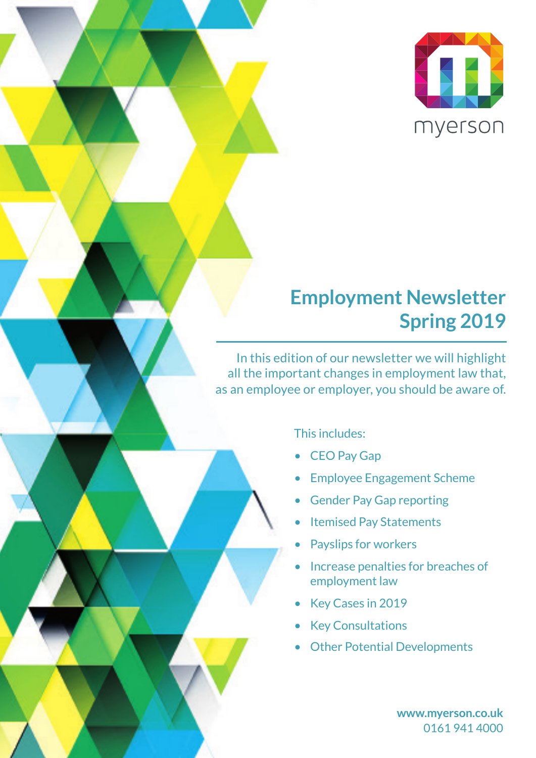myerson

# Employment Newsletter Spring 2019

In this edition of our newsletter we will highlight all the important changes in employment law that, as an employee or employer, you should be aware of.

This includes:

- CEO Pay Gap
- Employee Engagement Scheme
- Gender Pay Gap reporting
- Itemised Pay Statements
- Payslips for workers
- Increase penalties for breaches of employment law
- Key Cases in 2019
- Key Consultations
- Other Potential Developments

**www.myerson.co.uk**
0161 941 4000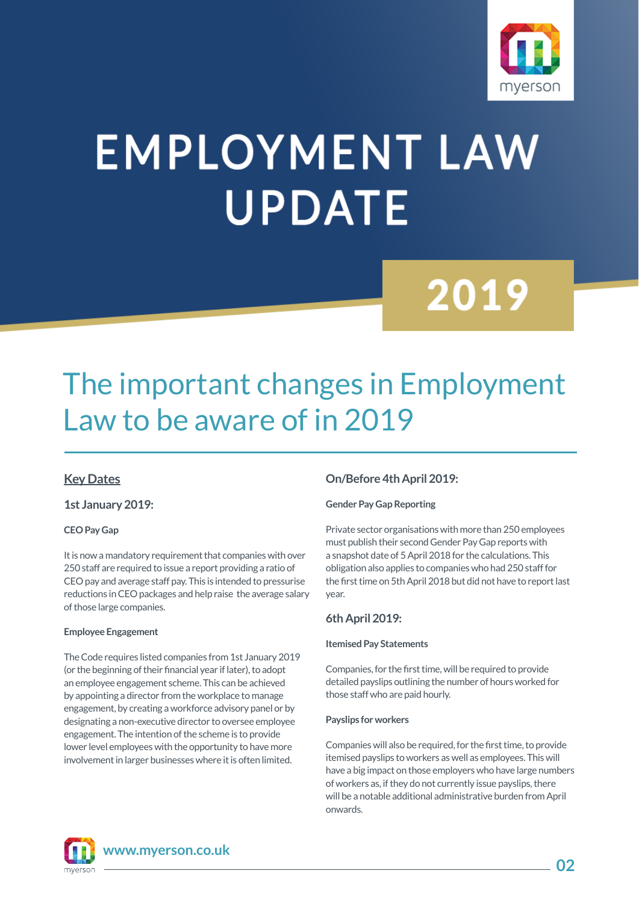# EMPLOYMENT LAW UPDATE

# 2019

## The important changes in Employment Law to be aware of in 2019

### Key Dates

### 1st January 2019:

**CEO Pay Gap**

It is now a mandatory requirement that companies with over 250 staff are required to issue a report providing a ratio of CEO pay and average staff pay. This is intended to pressurise reductions in CEO packages and help raise the average salary of those large companies.

**Employee Engagement**

The Code requires listed companies from 1st January 2019 (or the beginning of their financial year if later), to adopt an employee engagement scheme. This can be achieved by appointing a director from the workplace to manage engagement, by creating a workforce advisory panel or by designating a non-executive director to oversee employee engagement. The intention of the scheme is to provide lower level employees with the opportunity to have more involvement in larger businesses where it is often limited.

### On/Before 4th April 2019:

**Gender Pay Gap Reporting**

Private sector organisations with more than 250 employees must publish their second Gender Pay Gap reports with a snapshot date of 5 April 2018 for the calculations. This obligation also applies to companies who had 250 staff for the first time on 5th April 2018 but did not have to report last year.

### 6th April 2019:

**Itemised Pay Statements**

Companies, for the first time, will be required to provide detailed payslips outlining the number of hours worked for those staff who are paid hourly.

**Payslips for workers**

Companies will also be required, for the first time, to provide itemised payslips to workers as well as employees. This will have a big impact on those employers who have large numbers of workers as, if they do not currently issue payslips, there will be a notable additional administrative burden from April onwards.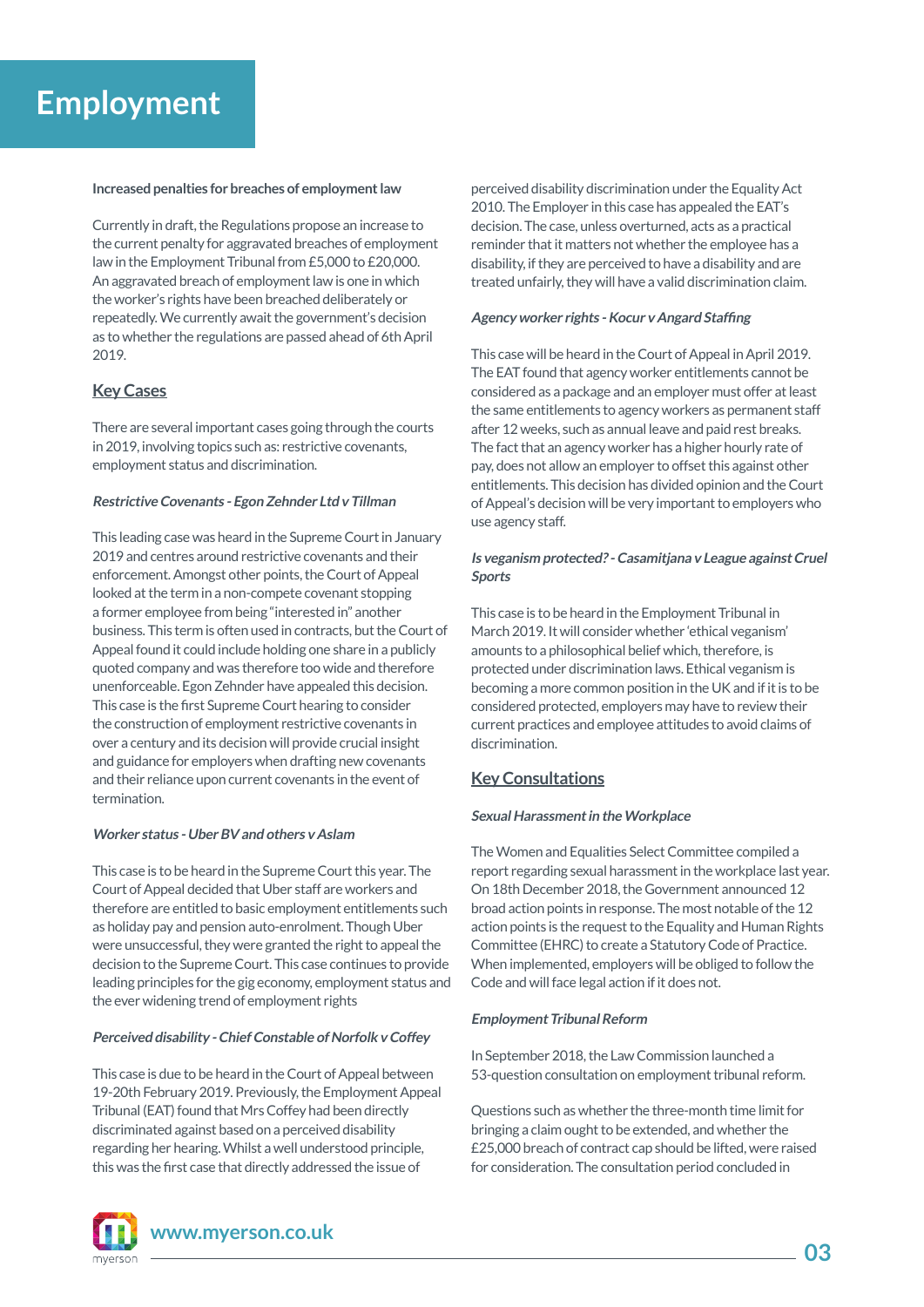# Employment

**Increased penalties for breaches of employment law**

Currently in draft, the Regulations propose an increase to the current penalty for aggravated breaches of employment law in the Employment Tribunal from £5,000 to £20,000. An aggravated breach of employment law is one in which the worker's rights have been breached deliberately or repeatedly. We currently await the government's decision as to whether the regulations are passed ahead of 6th April 2019.

## Key Cases

There are several important cases going through the courts in 2019, involving topics such as: restrictive covenants, employment status and discrimination.

### *Restrictive Covenants - Egon Zehnder Ltd v Tillman*

This leading case was heard in the Supreme Court in January 2019 and centres around restrictive covenants and their enforcement. Amongst other points, the Court of Appeal looked at the term in a non-compete covenant stopping a former employee from being "interested in" another business. This term is often used in contracts, but the Court of Appeal found it could include holding one share in a publicly quoted company and was therefore too wide and therefore unenforceable. Egon Zehnder have appealed this decision. This case is the first Supreme Court hearing to consider the construction of employment restrictive covenants in over a century and its decision will provide crucial insight and guidance for employers when drafting new covenants and their reliance upon current covenants in the event of termination.

### *Worker status - Uber BV and others v Aslam*

This case is to be heard in the Supreme Court this year. The Court of Appeal decided that Uber staff are workers and therefore are entitled to basic employment entitlements such as holiday pay and pension auto-enrolment. Though Uber were unsuccessful, they were granted the right to appeal the decision to the Supreme Court. This case continues to provide leading principles for the gig economy, employment status and the ever widening trend of employment rights

### *Perceived disability - Chief Constable of Norfolk v Coffey*

This case is due to be heard in the Court of Appeal between 19-20th February 2019. Previously, the Employment Appeal Tribunal (EAT) found that Mrs Coffey had been directly discriminated against based on a perceived disability regarding her hearing. Whilst a well understood principle, this was the first case that directly addressed the issue of perceived disability discrimination under the Equality Act 2010. The Employer in this case has appealed the EAT's decision. The case, unless overturned, acts as a practical reminder that it matters not whether the employee has a disability, if they are perceived to have a disability and are treated unfairly, they will have a valid discrimination claim.

### *Agency worker rights - Kocur v Angard Staffing*

This case will be heard in the Court of Appeal in April 2019. The EAT found that agency worker entitlements cannot be considered as a package and an employer must offer at least the same entitlements to agency workers as permanent staff after 12 weeks, such as annual leave and paid rest breaks. The fact that an agency worker has a higher hourly rate of pay, does not allow an employer to offset this against other entitlements. This decision has divided opinion and the Court of Appeal's decision will be very important to employers who use agency staff.

### *Is veganism protected? - Casamitjana v League against Cruel Sports*

This case is to be heard in the Employment Tribunal in March 2019. It will consider whether 'ethical veganism' amounts to a philosophical belief which, therefore, is protected under discrimination laws. Ethical veganism is becoming a more common position in the UK and if it is to be considered protected, employers may have to review their current practices and employee attitudes to avoid claims of discrimination.

## Key Consultations

### *Sexual Harassment in the Workplace*

The Women and Equalities Select Committee compiled a report regarding sexual harassment in the workplace last year. On 18th December 2018, the Government announced 12 broad action points in response. The most notable of the 12 action points is the request to the Equality and Human Rights Committee (EHRC) to create a Statutory Code of Practice. When implemented, employers will be obliged to follow the Code and will face legal action if it does not.

### *Employment Tribunal Reform*

In September 2018, the Law Commission launched a 53-question consultation on employment tribunal reform.

Questions such as whether the three-month time limit for bringing a claim ought to be extended, and whether the £25,000 breach of contract cap should be lifted, were raised for consideration. The consultation period concluded in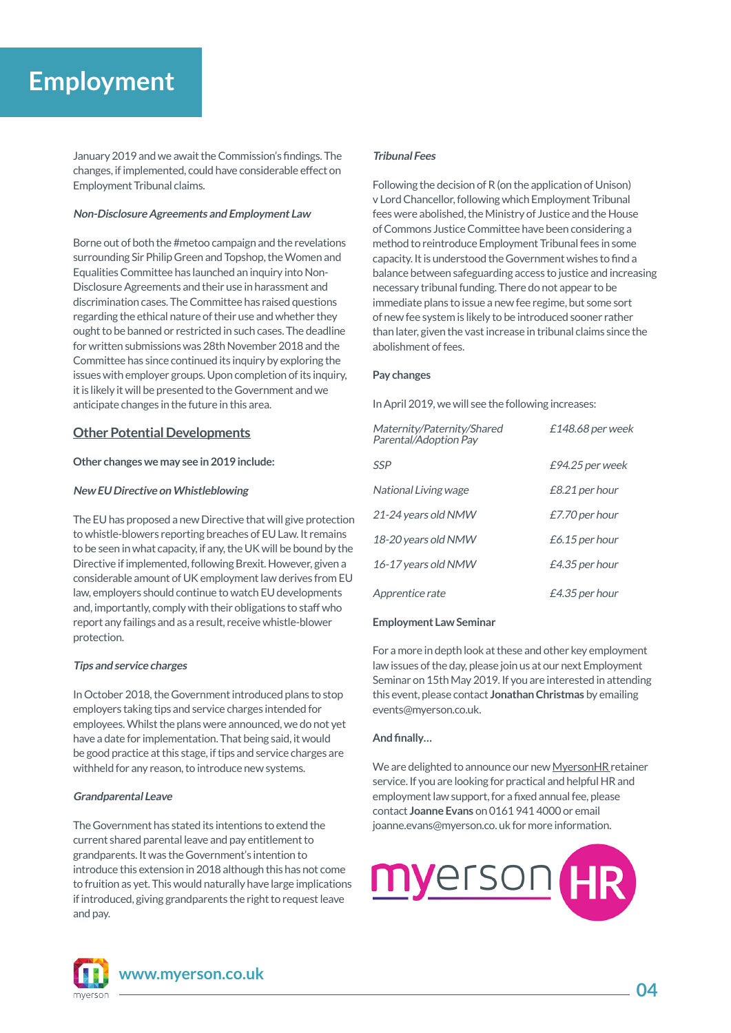# Employment

January 2019 and we await the Commission's findings. The changes, if implemented, could have considerable effect on Employment Tribunal claims.

***Non-Disclosure Agreements and Employment Law***

Borne out of both the #metoo campaign and the revelations surrounding Sir Philip Green and Topshop, the Women and Equalities Committee has launched an inquiry into Non-Disclosure Agreements and their use in harassment and discrimination cases. The Committee has raised questions regarding the ethical nature of their use and whether they ought to be banned or restricted in such cases. The deadline for written submissions was 28th November 2018 and the Committee has since continued its inquiry by exploring the issues with employer groups. Upon completion of its inquiry, it is likely it will be presented to the Government and we anticipate changes in the future in this area.

## Other Potential Developments

**Other changes we may see in 2019 include:**

***New EU Directive on Whistleblowing***

The EU has proposed a new Directive that will give protection to whistle-blowers reporting breaches of EU Law. It remains to be seen in what capacity, if any, the UK will be bound by the Directive if implemented, following Brexit. However, given a considerable amount of UK employment law derives from EU law, employers should continue to watch EU developments and, importantly, comply with their obligations to staff who report any failings and as a result, receive whistle-blower protection.

***Tips and service charges***

In October 2018, the Government introduced plans to stop employers taking tips and service charges intended for employees. Whilst the plans were announced, we do not yet have a date for implementation. That being said, it would be good practice at this stage, if tips and service charges are withheld for any reason, to introduce new systems.

***Grandparental Leave***

The Government has stated its intentions to extend the current shared parental leave and pay entitlement to grandparents. It was the Government's intention to introduce this extension in 2018 although this has not come to fruition as yet. This would naturally have large implications if introduced, giving grandparents the right to request leave and pay.

***Tribunal Fees***

Following the decision of R (on the application of Unison) v Lord Chancellor, following which Employment Tribunal fees were abolished, the Ministry of Justice and the House of Commons Justice Committee have been considering a method to reintroduce Employment Tribunal fees in some capacity. It is understood the Government wishes to find a balance between safeguarding access to justice and increasing necessary tribunal funding. There do not appear to be immediate plans to issue a new fee regime, but some sort of new fee system is likely to be introduced sooner rather than later, given the vast increase in tribunal claims since the abolishment of fees.

**Pay changes**

In April 2019, we will see the following increases:

| | |
|---|---|
| *Maternity/Paternity/Shared Parental/Adoption Pay* | *£148.68 per week* |
| *SSP* | *£94.25 per week* |
| *National Living wage* | *£8.21 per hour* |
| *21-24 years old NMW* | *£7.70 per hour* |
| *18-20 years old NMW* | *£6.15 per hour* |
| *16-17 years old NMW* | *£4.35 per hour* |
| *Apprentice rate* | *£4.35 per hour* |

**Employment Law Seminar**

For a more in depth look at these and other key employment law issues of the day, please join us at our next Employment Seminar on 15th May 2019. If you are interested in attending this event, please contact **Jonathan Christmas** by emailing events@myerson.co.uk.

**And finally…**

We are delighted to announce our new MyersonHR retainer service. If you are looking for practical and helpful HR and employment law support, for a fixed annual fee, please contact **Joanne Evans** on 0161 941 4000 or email joanne.evans@myerson.co. uk for more information.

myerson HR

www.myerson.co.uk